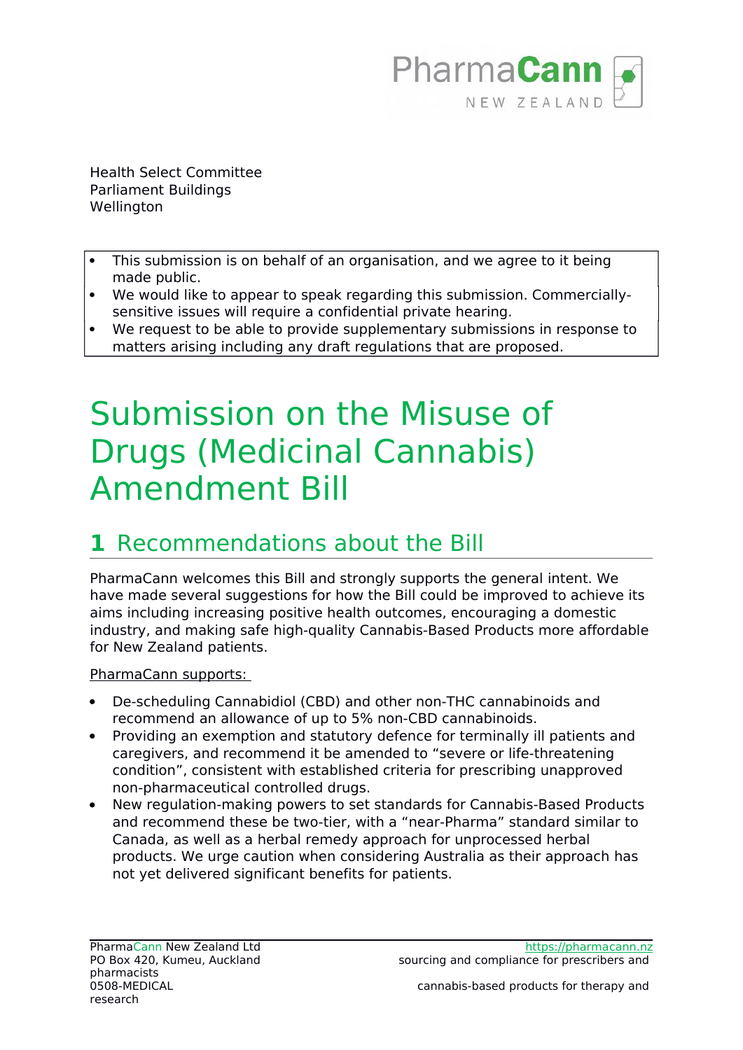Health Select Committee
Parliament Buildings
Wellington

- This submission is on behalf of an organisation, and we agree to it being made public.
- We would like to appear to speak regarding this submission. Commercially-sensitive issues will require a confidential private hearing.
- We request to be able to provide supplementary submissions in response to matters arising including any draft regulations that are proposed.

# Submission on the Misuse of Drugs (Medicinal Cannabis) Amendment Bill

## 1 Recommendations about the Bill

PharmaCann welcomes this Bill and strongly supports the general intent. We have made several suggestions for how the Bill could be improved to achieve its aims including increasing positive health outcomes, encouraging a domestic industry, and making safe high-quality Cannabis-Based Products more affordable for New Zealand patients.

PharmaCann supports:

- De-scheduling Cannabidiol (CBD) and other non-THC cannabinoids and recommend an allowance of up to 5% non-CBD cannabinoids.
- Providing an exemption and statutory defence for terminally ill patients and caregivers, and recommend it be amended to "severe or life-threatening condition", consistent with established criteria for prescribing unapproved non-pharmaceutical controlled drugs.
- New regulation-making powers to set standards for Cannabis-Based Products and recommend these be two-tier, with a "near-Pharma" standard similar to Canada, as well as a herbal remedy approach for unprocessed herbal products. We urge caution when considering Australia as their approach has not yet delivered significant benefits for patients.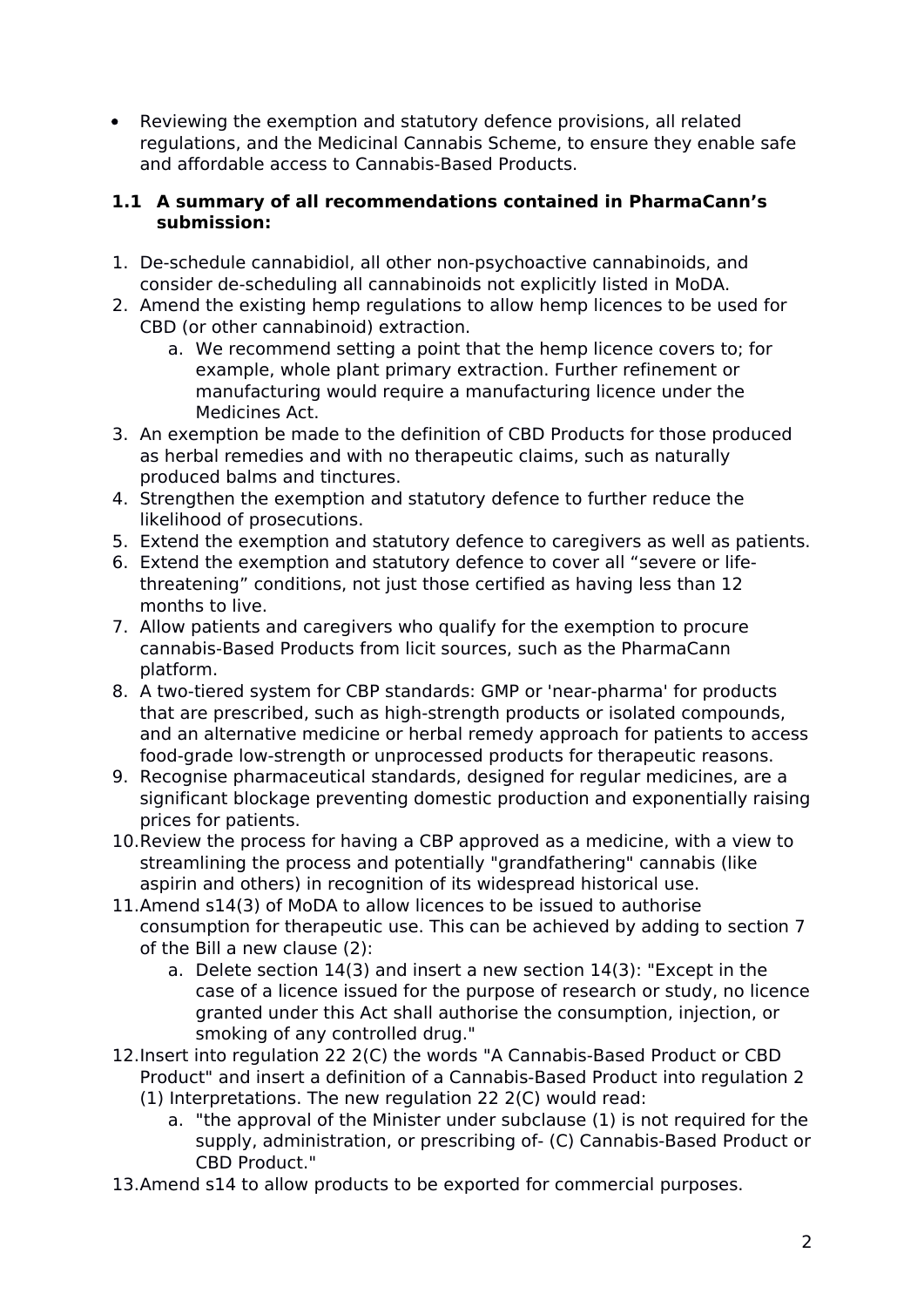- Reviewing the exemption and statutory defence provisions, all related regulations, and the Medicinal Cannabis Scheme, to ensure they enable safe and affordable access to Cannabis-Based Products.

### 1.1 A summary of all recommendations contained in PharmaCann's submission:

1. De-schedule cannabidiol, all other non-psychoactive cannabinoids, and consider de-scheduling all cannabinoids not explicitly listed in MoDA.
2. Amend the existing hemp regulations to allow hemp licences to be used for CBD (or other cannabinoid) extraction.
   a. We recommend setting a point that the hemp licence covers to; for example, whole plant primary extraction. Further refinement or manufacturing would require a manufacturing licence under the Medicines Act.
3. An exemption be made to the definition of CBD Products for those produced as herbal remedies and with no therapeutic claims, such as naturally produced balms and tinctures.
4. Strengthen the exemption and statutory defence to further reduce the likelihood of prosecutions.
5. Extend the exemption and statutory defence to caregivers as well as patients.
6. Extend the exemption and statutory defence to cover all "severe or life-threatening" conditions, not just those certified as having less than 12 months to live.
7. Allow patients and caregivers who qualify for the exemption to procure cannabis-Based Products from licit sources, such as the PharmaCann platform.
8. A two-tiered system for CBP standards: GMP or 'near-pharma' for products that are prescribed, such as high-strength products or isolated compounds, and an alternative medicine or herbal remedy approach for patients to access food-grade low-strength or unprocessed products for therapeutic reasons.
9. Recognise pharmaceutical standards, designed for regular medicines, are a significant blockage preventing domestic production and exponentially raising prices for patients.
10. Review the process for having a CBP approved as a medicine, with a view to streamlining the process and potentially "grandfathering" cannabis (like aspirin and others) in recognition of its widespread historical use.
11. Amend s14(3) of MoDA to allow licences to be issued to authorise consumption for therapeutic use. This can be achieved by adding to section 7 of the Bill a new clause (2):
    a. Delete section 14(3) and insert a new section 14(3): "Except in the case of a licence issued for the purpose of research or study, no licence granted under this Act shall authorise the consumption, injection, or smoking of any controlled drug."
12. Insert into regulation 22 2(C) the words "A Cannabis-Based Product or CBD Product" and insert a definition of a Cannabis-Based Product into regulation 2 (1) Interpretations. The new regulation 22 2(C) would read:
    a. "the approval of the Minister under subclause (1) is not required for the supply, administration, or prescribing of- (C) Cannabis-Based Product or CBD Product."
13. Amend s14 to allow products to be exported for commercial purposes.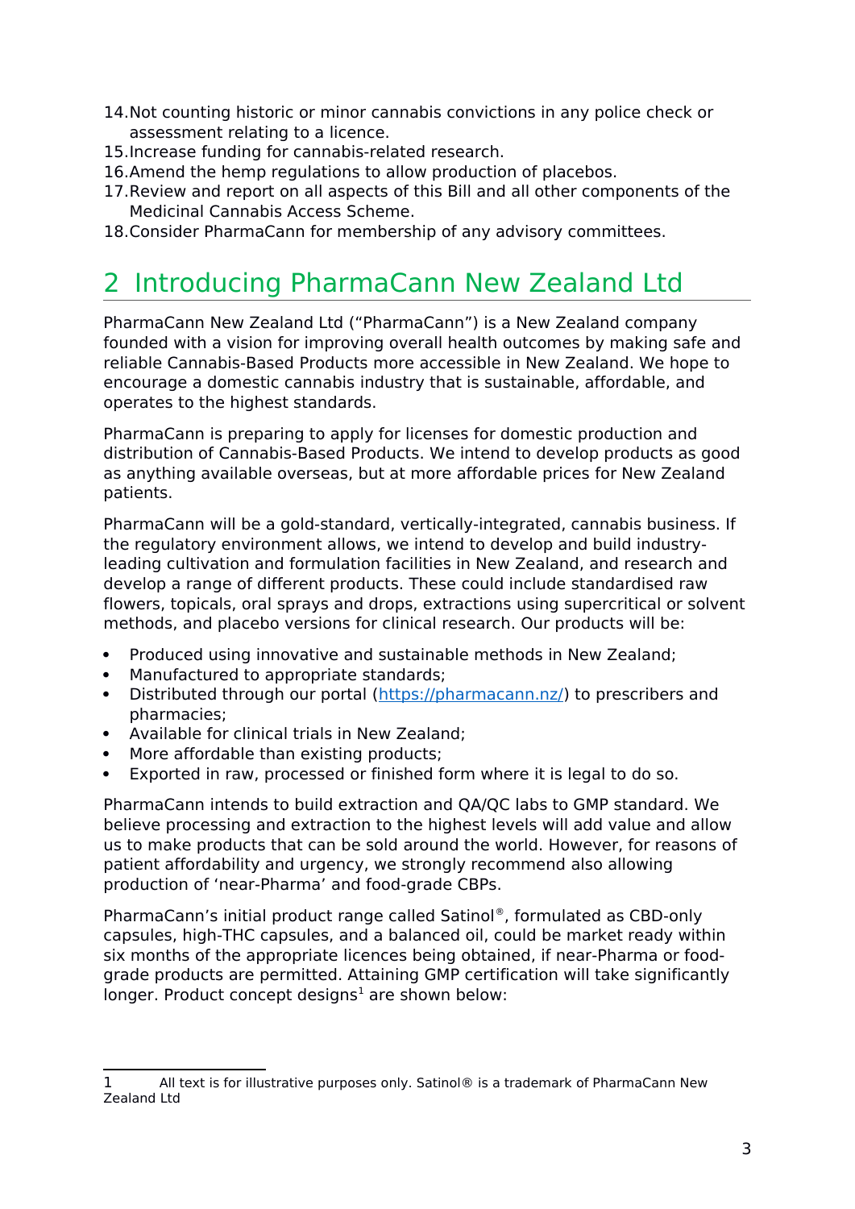14. Not counting historic or minor cannabis convictions in any police check or assessment relating to a licence.
15. Increase funding for cannabis-related research.
16. Amend the hemp regulations to allow production of placebos.
17. Review and report on all aspects of this Bill and all other components of the Medicinal Cannabis Access Scheme.
18. Consider PharmaCann for membership of any advisory committees.

# 2 Introducing PharmaCann New Zealand Ltd

PharmaCann New Zealand Ltd ("PharmaCann") is a New Zealand company founded with a vision for improving overall health outcomes by making safe and reliable Cannabis-Based Products more accessible in New Zealand. We hope to encourage a domestic cannabis industry that is sustainable, affordable, and operates to the highest standards.

PharmaCann is preparing to apply for licenses for domestic production and distribution of Cannabis-Based Products. We intend to develop products as good as anything available overseas, but at more affordable prices for New Zealand patients.

PharmaCann will be a gold-standard, vertically-integrated, cannabis business. If the regulatory environment allows, we intend to develop and build industry-leading cultivation and formulation facilities in New Zealand, and research and develop a range of different products. These could include standardised raw flowers, topicals, oral sprays and drops, extractions using supercritical or solvent methods, and placebo versions for clinical research. Our products will be:

- Produced using innovative and sustainable methods in New Zealand;
- Manufactured to appropriate standards;
- Distributed through our portal (https://pharmacann.nz/) to prescribers and pharmacies;
- Available for clinical trials in New Zealand;
- More affordable than existing products;
- Exported in raw, processed or finished form where it is legal to do so.

PharmaCann intends to build extraction and QA/QC labs to GMP standard. We believe processing and extraction to the highest levels will add value and allow us to make products that can be sold around the world. However, for reasons of patient affordability and urgency, we strongly recommend also allowing production of 'near-Pharma' and food-grade CBPs.

PharmaCann's initial product range called Satinol®, formulated as CBD-only capsules, high-THC capsules, and a balanced oil, could be market ready within six months of the appropriate licences being obtained, if near-Pharma or food-grade products are permitted. Attaining GMP certification will take significantly longer. Product concept designs[1] are shown below:

---

1 All text is for illustrative purposes only. Satinol® is a trademark of PharmaCann New Zealand Ltd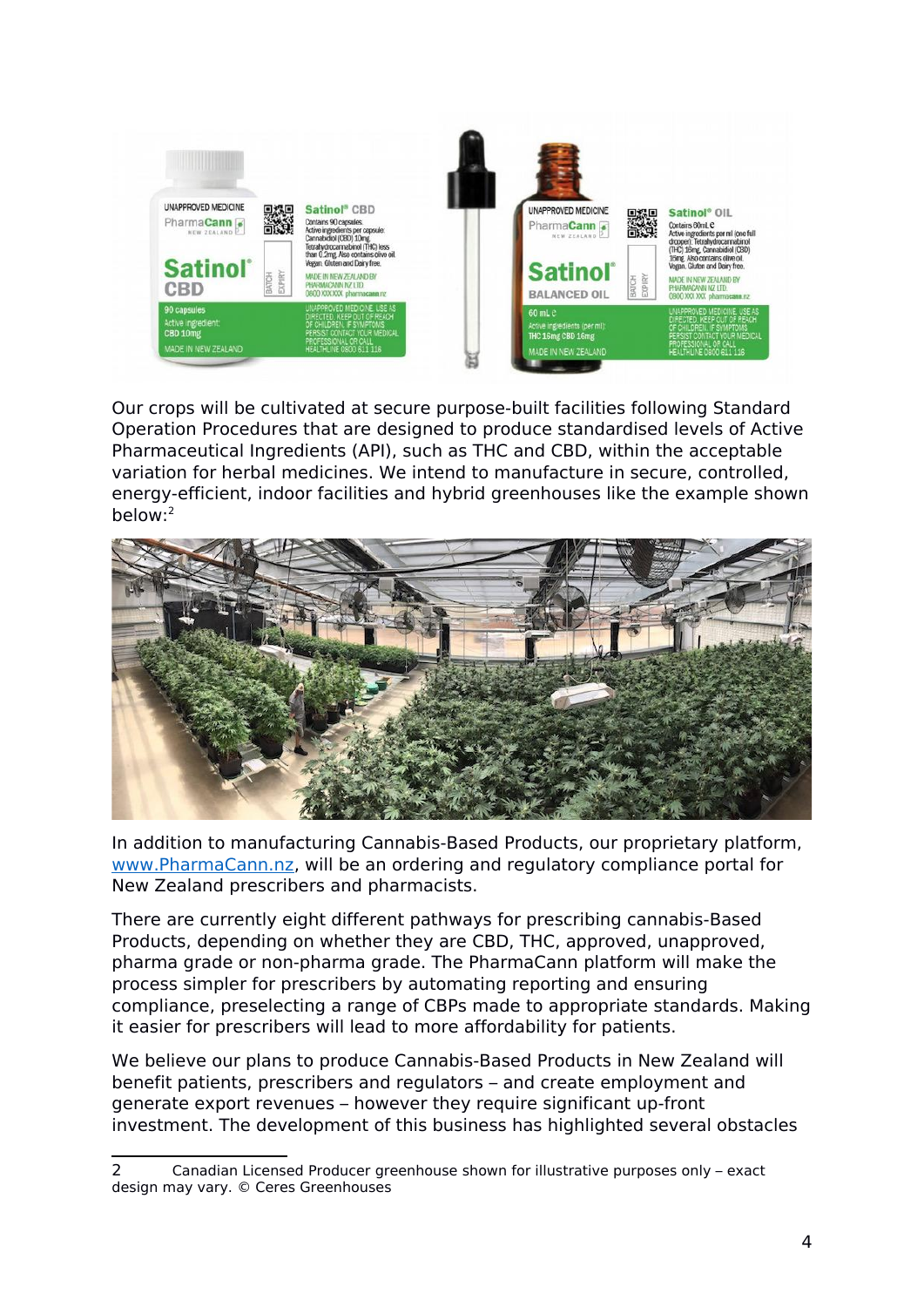Our crops will be cultivated at secure purpose-built facilities following Standard Operation Procedures that are designed to produce standardised levels of Active Pharmaceutical Ingredients (API), such as THC and CBD, within the acceptable variation for herbal medicines. We intend to manufacture in secure, controlled, energy-efficient, indoor facilities and hybrid greenhouses like the example shown below:[2]

In addition to manufacturing Cannabis-Based Products, our proprietary platform, www.PharmaCann.nz, will be an ordering and regulatory compliance portal for New Zealand prescribers and pharmacists.

There are currently eight different pathways for prescribing cannabis-Based Products, depending on whether they are CBD, THC, approved, unapproved, pharma grade or non-pharma grade. The PharmaCann platform will make the process simpler for prescribers by automating reporting and ensuring compliance, preselecting a range of CBPs made to appropriate standards. Making it easier for prescribers will lead to more affordability for patients.

We believe our plans to produce Cannabis-Based Products in New Zealand will benefit patients, prescribers and regulators – and create employment and generate export revenues – however they require significant up-front investment. The development of this business has highlighted several obstacles

---

2 Canadian Licensed Producer greenhouse shown for illustrative purposes only – exact design may vary. © Ceres Greenhouses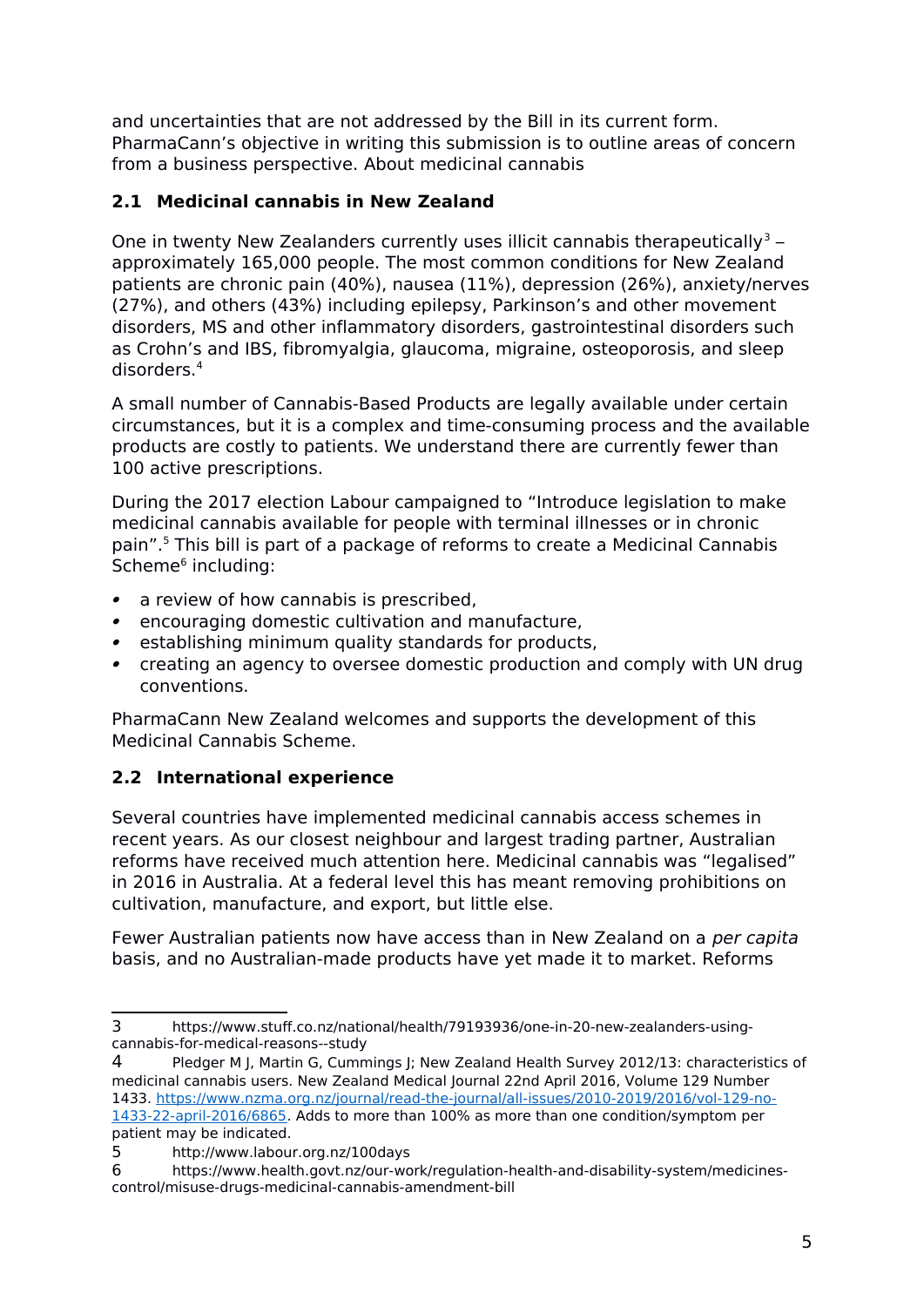and uncertainties that are not addressed by the Bill in its current form. PharmaCann's objective in writing this submission is to outline areas of concern from a business perspective. About medicinal cannabis

### 2.1 Medicinal cannabis in New Zealand

One in twenty New Zealanders currently uses illicit cannabis therapeutically[3] – approximately 165,000 people. The most common conditions for New Zealand patients are chronic pain (40%), nausea (11%), depression (26%), anxiety/nerves (27%), and others (43%) including epilepsy, Parkinson's and other movement disorders, MS and other inflammatory disorders, gastrointestinal disorders such as Crohn's and IBS, fibromyalgia, glaucoma, migraine, osteoporosis, and sleep disorders.[4]

A small number of Cannabis-Based Products are legally available under certain circumstances, but it is a complex and time-consuming process and the available products are costly to patients. We understand there are currently fewer than 100 active prescriptions.

During the 2017 election Labour campaigned to "Introduce legislation to make medicinal cannabis available for people with terminal illnesses or in chronic pain".[5] This bill is part of a package of reforms to create a Medicinal Cannabis Scheme[6] including:

- a review of how cannabis is prescribed,
- encouraging domestic cultivation and manufacture,
- establishing minimum quality standards for products,
- creating an agency to oversee domestic production and comply with UN drug conventions.

PharmaCann New Zealand welcomes and supports the development of this Medicinal Cannabis Scheme.

### 2.2 International experience

Several countries have implemented medicinal cannabis access schemes in recent years. As our closest neighbour and largest trading partner, Australian reforms have received much attention here. Medicinal cannabis was "legalised" in 2016 in Australia. At a federal level this has meant removing prohibitions on cultivation, manufacture, and export, but little else.

Fewer Australian patients now have access than in New Zealand on a *per capita* basis, and no Australian-made products have yet made it to market. Reforms

---

3 https://www.stuff.co.nz/national/health/79193936/one-in-20-new-zealanders-using-cannabis-for-medical-reasons--study

4 Pledger M J, Martin G, Cummings J; New Zealand Health Survey 2012/13: characteristics of medicinal cannabis users. New Zealand Medical Journal 22nd April 2016, Volume 129 Number 1433. https://www.nzma.org.nz/journal/read-the-journal/all-issues/2010-2019/2016/vol-129-no-1433-22-april-2016/6865. Adds to more than 100% as more than one condition/symptom per patient may be indicated.

5 http://www.labour.org.nz/100days

6 https://www.health.govt.nz/our-work/regulation-health-and-disability-system/medicines-control/misuse-drugs-medicinal-cannabis-amendment-bill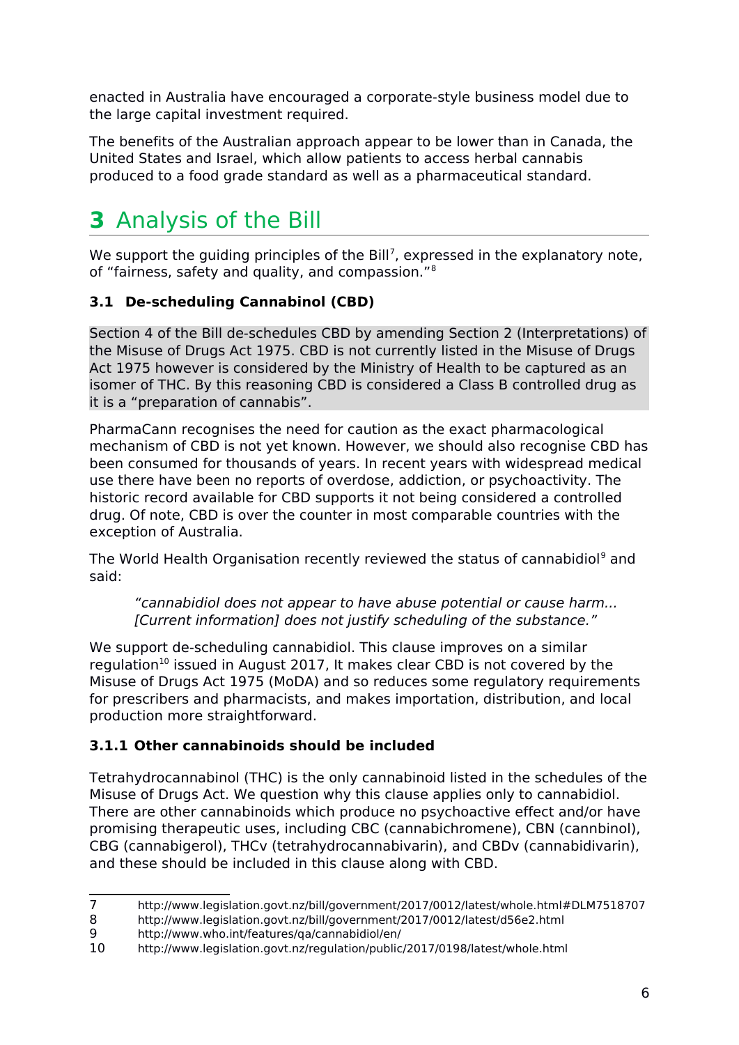enacted in Australia have encouraged a corporate-style business model due to the large capital investment required.

The benefits of the Australian approach appear to be lower than in Canada, the United States and Israel, which allow patients to access herbal cannabis produced to a food grade standard as well as a pharmaceutical standard.

# 3 Analysis of the Bill

We support the guiding principles of the Bill[7], expressed in the explanatory note, of "fairness, safety and quality, and compassion."[8]

### 3.1 De-scheduling Cannabinol (CBD)

Section 4 of the Bill de-schedules CBD by amending Section 2 (Interpretations) of the Misuse of Drugs Act 1975. CBD is not currently listed in the Misuse of Drugs Act 1975 however is considered by the Ministry of Health to be captured as an isomer of THC. By this reasoning CBD is considered a Class B controlled drug as it is a "preparation of cannabis".

PharmaCann recognises the need for caution as the exact pharmacological mechanism of CBD is not yet known. However, we should also recognise CBD has been consumed for thousands of years. In recent years with widespread medical use there have been no reports of overdose, addiction, or psychoactivity. The historic record available for CBD supports it not being considered a controlled drug. Of note, CBD is over the counter in most comparable countries with the exception of Australia.

The World Health Organisation recently reviewed the status of cannabidiol[9] and said:

> *"cannabidiol does not appear to have abuse potential or cause harm... [Current information] does not justify scheduling of the substance."*

We support de-scheduling cannabidiol. This clause improves on a similar regulation[10] issued in August 2017, It makes clear CBD is not covered by the Misuse of Drugs Act 1975 (MoDA) and so reduces some regulatory requirements for prescribers and pharmacists, and makes importation, distribution, and local production more straightforward.

#### 3.1.1 Other cannabinoids should be included

Tetrahydrocannabinol (THC) is the only cannabinoid listed in the schedules of the Misuse of Drugs Act. We question why this clause applies only to cannabidiol. There are other cannabinoids which produce no psychoactive effect and/or have promising therapeutic uses, including CBC (cannabichromene), CBN (cannbinol), CBG (cannabigerol), THCv (tetrahydrocannabivarin), and CBDv (cannabidivarin), and these should be included in this clause along with CBD.

---

7 http://www.legislation.govt.nz/bill/government/2017/0012/latest/whole.html#DLM7518707

8 http://www.legislation.govt.nz/bill/government/2017/0012/latest/d56e2.html

9 http://www.who.int/features/qa/cannabidiol/en/

10 http://www.legislation.govt.nz/regulation/public/2017/0198/latest/whole.html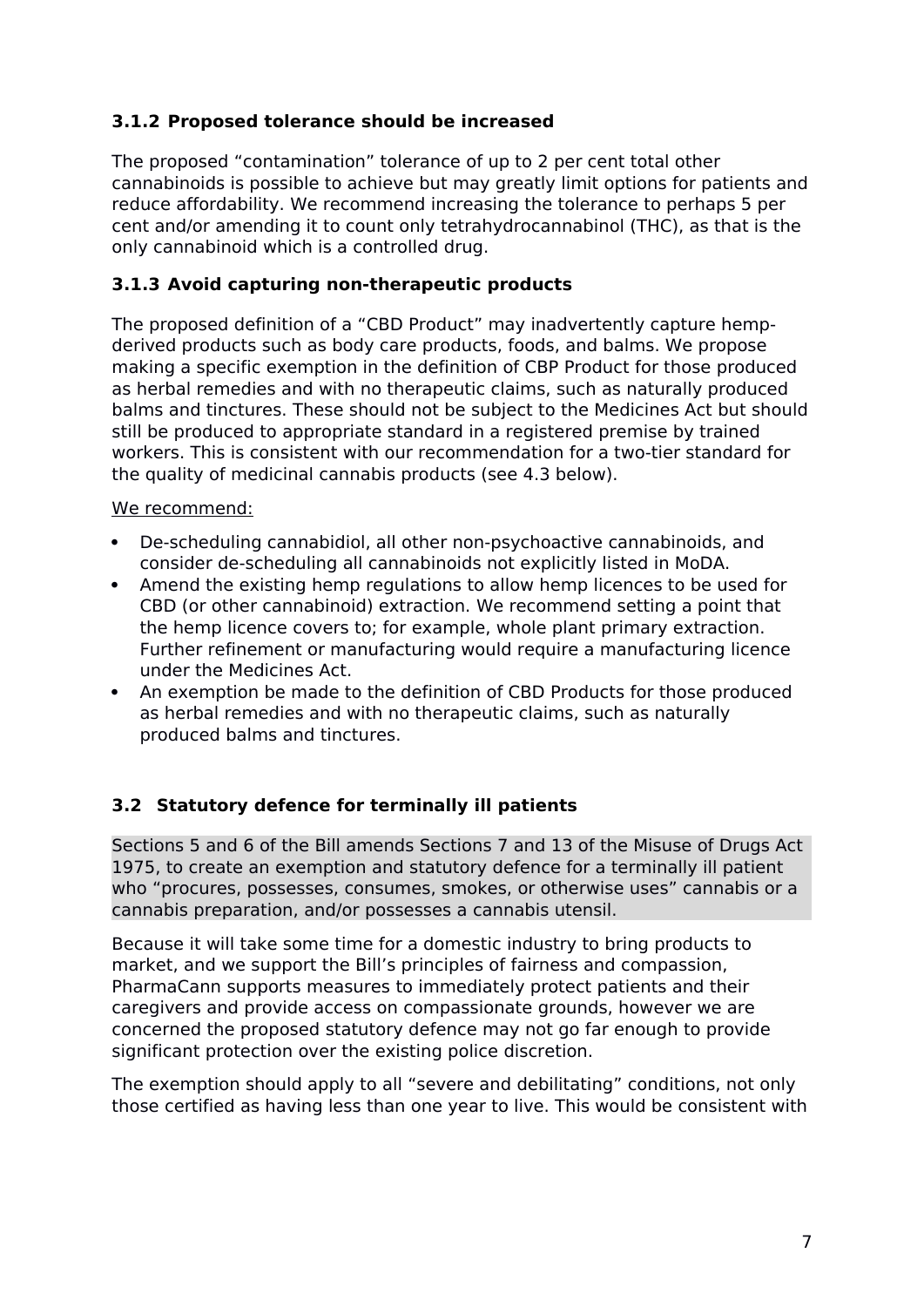### 3.1.2 Proposed tolerance should be increased

The proposed “contamination” tolerance of up to 2 per cent total other cannabinoids is possible to achieve but may greatly limit options for patients and reduce affordability. We recommend increasing the tolerance to perhaps 5 per cent and/or amending it to count only tetrahydrocannabinol (THC), as that is the only cannabinoid which is a controlled drug.

### 3.1.3 Avoid capturing non-therapeutic products

The proposed definition of a “CBD Product” may inadvertently capture hemp-derived products such as body care products, foods, and balms. We propose making a specific exemption in the definition of CBP Product for those produced as herbal remedies and with no therapeutic claims, such as naturally produced balms and tinctures. These should not be subject to the Medicines Act but should still be produced to appropriate standard in a registered premise by trained workers. This is consistent with our recommendation for a two-tier standard for the quality of medicinal cannabis products (see 4.3 below).

<u>We recommend:</u>

- De-scheduling cannabidiol, all other non-psychoactive cannabinoids, and consider de-scheduling all cannabinoids not explicitly listed in MoDA.
- Amend the existing hemp regulations to allow hemp licences to be used for CBD (or other cannabinoid) extraction. We recommend setting a point that the hemp licence covers to; for example, whole plant primary extraction. Further refinement or manufacturing would require a manufacturing licence under the Medicines Act.
- An exemption be made to the definition of CBD Products for those produced as herbal remedies and with no therapeutic claims, such as naturally produced balms and tinctures.

## 3.2 Statutory defence for terminally ill patients

Sections 5 and 6 of the Bill amends Sections 7 and 13 of the Misuse of Drugs Act 1975, to create an exemption and statutory defence for a terminally ill patient who “procures, possesses, consumes, smokes, or otherwise uses” cannabis or a cannabis preparation, and/or possesses a cannabis utensil.

Because it will take some time for a domestic industry to bring products to market, and we support the Bill’s principles of fairness and compassion, PharmaCann supports measures to immediately protect patients and their caregivers and provide access on compassionate grounds, however we are concerned the proposed statutory defence may not go far enough to provide significant protection over the existing police discretion.

The exemption should apply to all “severe and debilitating” conditions, not only those certified as having less than one year to live. This would be consistent with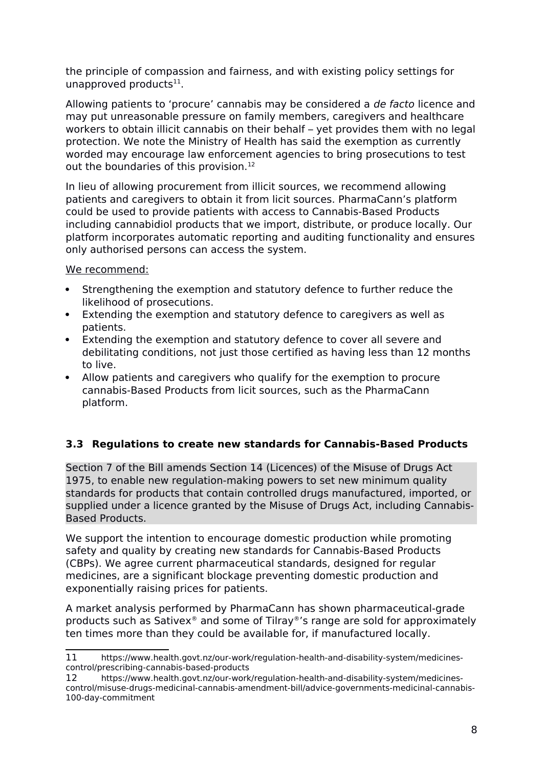the principle of compassion and fairness, and with existing policy settings for unapproved products[11].

Allowing patients to 'procure' cannabis may be considered a *de facto* licence and may put unreasonable pressure on family members, caregivers and healthcare workers to obtain illicit cannabis on their behalf – yet provides them with no legal protection. We note the Ministry of Health has said the exemption as currently worded may encourage law enforcement agencies to bring prosecutions to test out the boundaries of this provision.[12]

In lieu of allowing procurement from illicit sources, we recommend allowing patients and caregivers to obtain it from licit sources. PharmaCann's platform could be used to provide patients with access to Cannabis-Based Products including cannabidiol products that we import, distribute, or produce locally. Our platform incorporates automatic reporting and auditing functionality and ensures only authorised persons can access the system.

We recommend:

- Strengthening the exemption and statutory defence to further reduce the likelihood of prosecutions.
- Extending the exemption and statutory defence to caregivers as well as patients.
- Extending the exemption and statutory defence to cover all severe and debilitating conditions, not just those certified as having less than 12 months to live.
- Allow patients and caregivers who qualify for the exemption to procure cannabis-Based Products from licit sources, such as the PharmaCann platform.

### 3.3 Regulations to create new standards for Cannabis-Based Products

Section 7 of the Bill amends Section 14 (Licences) of the Misuse of Drugs Act 1975, to enable new regulation-making powers to set new minimum quality standards for products that contain controlled drugs manufactured, imported, or supplied under a licence granted by the Misuse of Drugs Act, including Cannabis-Based Products.

We support the intention to encourage domestic production while promoting safety and quality by creating new standards for Cannabis-Based Products (CBPs). We agree current pharmaceutical standards, designed for regular medicines, are a significant blockage preventing domestic production and exponentially raising prices for patients.

A market analysis performed by PharmaCann has shown pharmaceutical-grade products such as Sativex® and some of Tilray®'s range are sold for approximately ten times more than they could be available for, if manufactured locally.

11 https://www.health.govt.nz/our-work/regulation-health-and-disability-system/medicines-control/prescribing-cannabis-based-products

12 https://www.health.govt.nz/our-work/regulation-health-and-disability-system/medicines-control/misuse-drugs-medicinal-cannabis-amendment-bill/advice-governments-medicinal-cannabis-100-day-commitment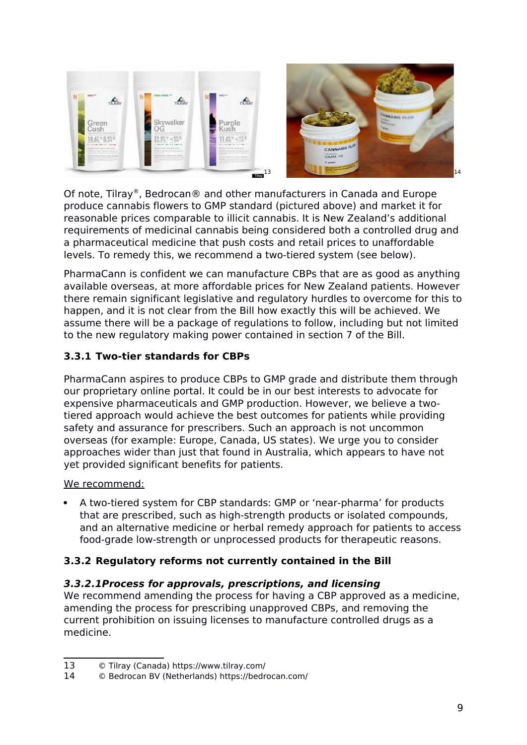Of note, Tilray®, Bedrocan® and other manufacturers in Canada and Europe produce cannabis flowers to GMP standard (pictured above) and market it for reasonable prices comparable to illicit cannabis. It is New Zealand's additional requirements of medicinal cannabis being considered both a controlled drug and a pharmaceutical medicine that push costs and retail prices to unaffordable levels. To remedy this, we recommend a two-tiered system (see below).

PharmaCann is confident we can manufacture CBPs that are as good as anything available overseas, at more affordable prices for New Zealand patients. However there remain significant legislative and regulatory hurdles to overcome for this to happen, and it is not clear from the Bill how exactly this will be achieved. We assume there will be a package of regulations to follow, including but not limited to the new regulatory making power contained in section 7 of the Bill.

### 3.3.1 Two-tier standards for CBPs

PharmaCann aspires to produce CBPs to GMP grade and distribute them through our proprietary online portal. It could be in our best interests to advocate for expensive pharmaceuticals and GMP production. However, we believe a two-tiered approach would achieve the best outcomes for patients while providing safety and assurance for prescribers. Such an approach is not uncommon overseas (for example: Europe, Canada, US states). We urge you to consider approaches wider than just that found in Australia, which appears to have not yet provided significant benefits for patients.

We recommend:

- A two-tiered system for CBP standards: GMP or 'near-pharma' for products that are prescribed, such as high-strength products or isolated compounds, and an alternative medicine or herbal remedy approach for patients to access food-grade low-strength or unprocessed products for therapeutic reasons.

### 3.3.2 Regulatory reforms not currently contained in the Bill

#### *3.3.2.1Process for approvals, prescriptions, and licensing*

We recommend amending the process for having a CBP approved as a medicine, amending the process for prescribing unapproved CBPs, and removing the current prohibition on issuing licenses to manufacture controlled drugs as a medicine.

---

13 © Tilray (Canada) https://www.tilray.com/

14 © Bedrocan BV (Netherlands) https://bedrocan.com/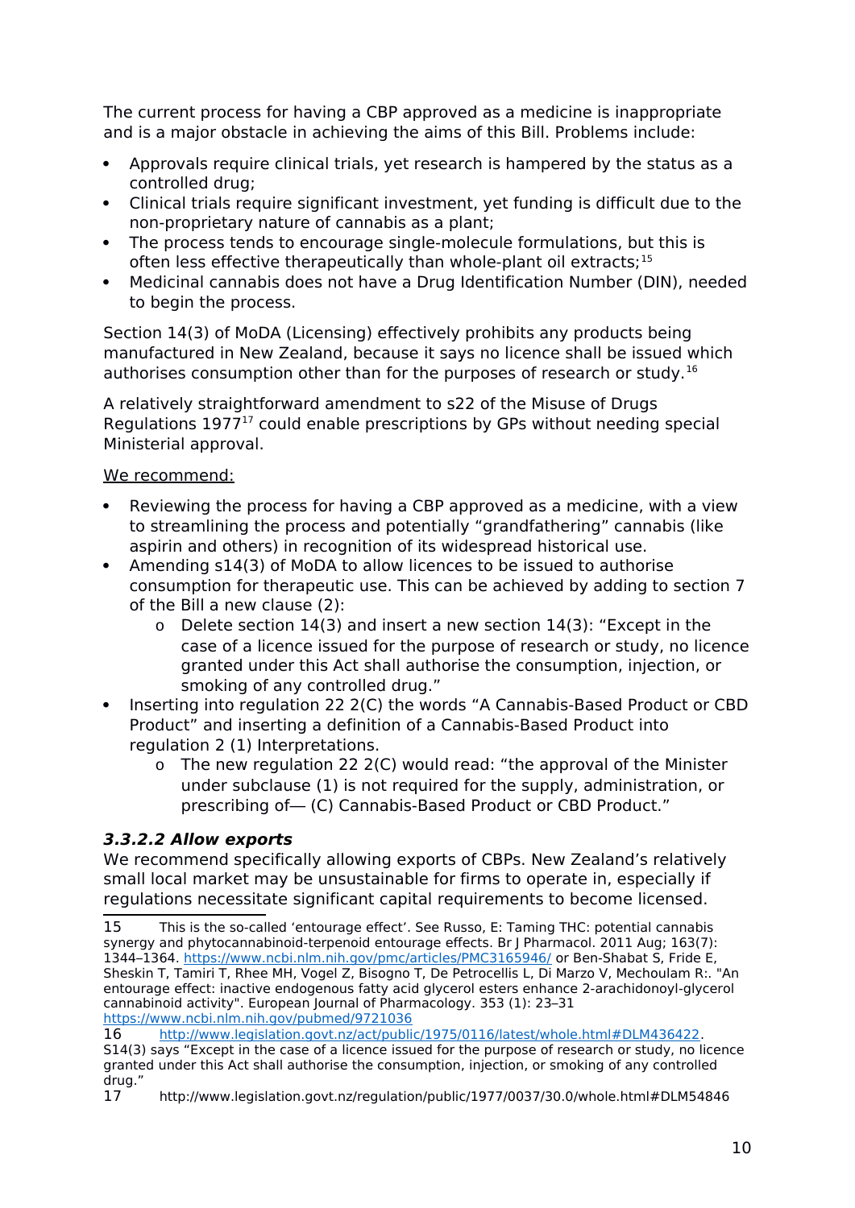The current process for having a CBP approved as a medicine is inappropriate and is a major obstacle in achieving the aims of this Bill. Problems include:

- Approvals require clinical trials, yet research is hampered by the status as a controlled drug;
- Clinical trials require significant investment, yet funding is difficult due to the non-proprietary nature of cannabis as a plant;
- The process tends to encourage single-molecule formulations, but this is often less effective therapeutically than whole-plant oil extracts;[15]
- Medicinal cannabis does not have a Drug Identification Number (DIN), needed to begin the process.

Section 14(3) of MoDA (Licensing) effectively prohibits any products being manufactured in New Zealand, because it says no licence shall be issued which authorises consumption other than for the purposes of research or study.[16]

A relatively straightforward amendment to s22 of the Misuse of Drugs Regulations 1977[17] could enable prescriptions by GPs without needing special Ministerial approval.

<u>We recommend:</u>

- Reviewing the process for having a CBP approved as a medicine, with a view to streamlining the process and potentially "grandfathering" cannabis (like aspirin and others) in recognition of its widespread historical use.
- Amending s14(3) of MoDA to allow licences to be issued to authorise consumption for therapeutic use. This can be achieved by adding to section 7 of the Bill a new clause (2):
  - Delete section 14(3) and insert a new section 14(3): "Except in the case of a licence issued for the purpose of research or study, no licence granted under this Act shall authorise the consumption, injection, or smoking of any controlled drug."
- Inserting into regulation 22 2(C) the words "A Cannabis-Based Product or CBD Product" and inserting a definition of a Cannabis-Based Product into regulation 2 (1) Interpretations.
  - The new regulation 22 2(C) would read: "the approval of the Minister under subclause (1) is not required for the supply, administration, or prescribing of— (C) Cannabis-Based Product or CBD Product."

#### ***3.3.2.2 Allow exports***

We recommend specifically allowing exports of CBPs. New Zealand's relatively small local market may be unsustainable for firms to operate in, especially if regulations necessitate significant capital requirements to become licensed.

---

15 This is the so-called 'entourage effect'. See Russo, E: Taming THC: potential cannabis synergy and phytocannabinoid-terpenoid entourage effects. Br J Pharmacol. 2011 Aug; 163(7): 1344–1364. https://www.ncbi.nlm.nih.gov/pmc/articles/PMC3165946/ or Ben-Shabat S, Fride E, Sheskin T, Tamiri T, Rhee MH, Vogel Z, Bisogno T, De Petrocellis L, Di Marzo V, Mechoulam R:. "An entourage effect: inactive endogenous fatty acid glycerol esters enhance 2-arachidonoyl-glycerol cannabinoid activity". European Journal of Pharmacology. 353 (1): 23–31 https://www.ncbi.nlm.nih.gov/pubmed/9721036

16 http://www.legislation.govt.nz/act/public/1975/0116/latest/whole.html#DLM436422. S14(3) says "Except in the case of a licence issued for the purpose of research or study, no licence granted under this Act shall authorise the consumption, injection, or smoking of any controlled drug."

17 http://www.legislation.govt.nz/regulation/public/1977/0037/30.0/whole.html#DLM54846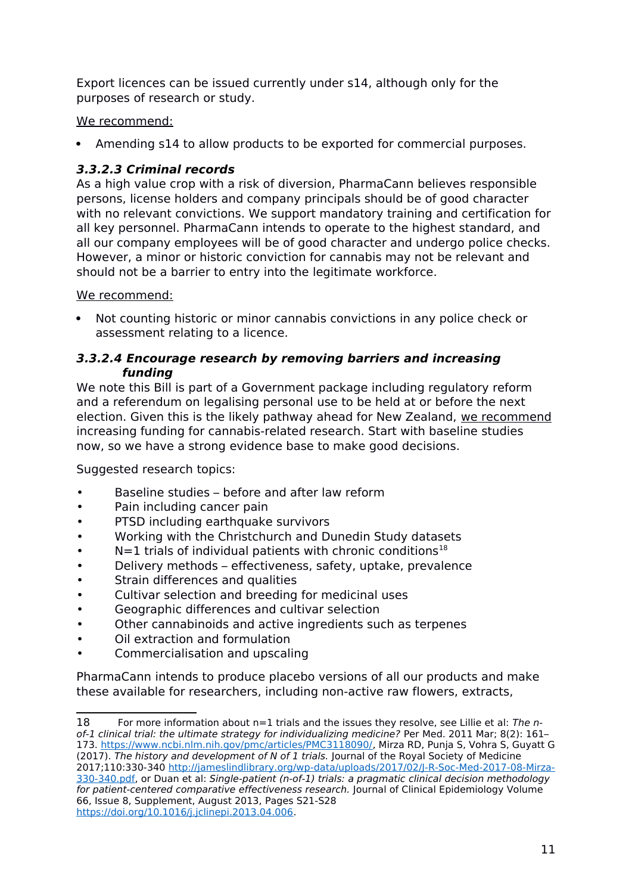Export licences can be issued currently under s14, although only for the purposes of research or study.

<u>We recommend:</u>

- Amending s14 to allow products to be exported for commercial purposes.

### ***3.3.2.3 Criminal records***

As a high value crop with a risk of diversion, PharmaCann believes responsible persons, license holders and company principals should be of good character with no relevant convictions. We support mandatory training and certification for all key personnel. PharmaCann intends to operate to the highest standard, and all our company employees will be of good character and undergo police checks. However, a minor or historic conviction for cannabis may not be relevant and should not be a barrier to entry into the legitimate workforce.

<u>We recommend:</u>

- Not counting historic or minor cannabis convictions in any police check or assessment relating to a licence.

### ***3.3.2.4 Encourage research by removing barriers and increasing funding***

We note this Bill is part of a Government package including regulatory reform and a referendum on legalising personal use to be held at or before the next election. Given this is the likely pathway ahead for New Zealand, <u>we recommend</u> increasing funding for cannabis-related research. Start with baseline studies now, so we have a strong evidence base to make good decisions.

Suggested research topics:

- Baseline studies – before and after law reform
- Pain including cancer pain
- PTSD including earthquake survivors
- Working with the Christchurch and Dunedin Study datasets
- N=1 trials of individual patients with chronic conditions[18]
- Delivery methods – effectiveness, safety, uptake, prevalence
- Strain differences and qualities
- Cultivar selection and breeding for medicinal uses
- Geographic differences and cultivar selection
- Other cannabinoids and active ingredients such as terpenes
- Oil extraction and formulation
- Commercialisation and upscaling

PharmaCann intends to produce placebo versions of all our products and make these available for researchers, including non-active raw flowers, extracts,

---

18 For more information about n=1 trials and the issues they resolve, see Lillie et al: *The n-of-1 clinical trial: the ultimate strategy for individualizing medicine?* Per Med. 2011 Mar; 8(2): 161–173. https://www.ncbi.nlm.nih.gov/pmc/articles/PMC3118090/, Mirza RD, Punja S, Vohra S, Guyatt G (2017). *The history and development of N of 1 trials.* Journal of the Royal Society of Medicine 2017;110:330-340 http://jameslindlibrary.org/wp-data/uploads/2017/02/J-R-Soc-Med-2017-08-Mirza-330-340.pdf, or Duan et al: *Single-patient (n-of-1) trials: a pragmatic clinical decision methodology for patient-centered comparative effectiveness research.* Journal of Clinical Epidemiology Volume 66, Issue 8, Supplement, August 2013, Pages S21-S28 https://doi.org/10.1016/j.jclinepi.2013.04.006.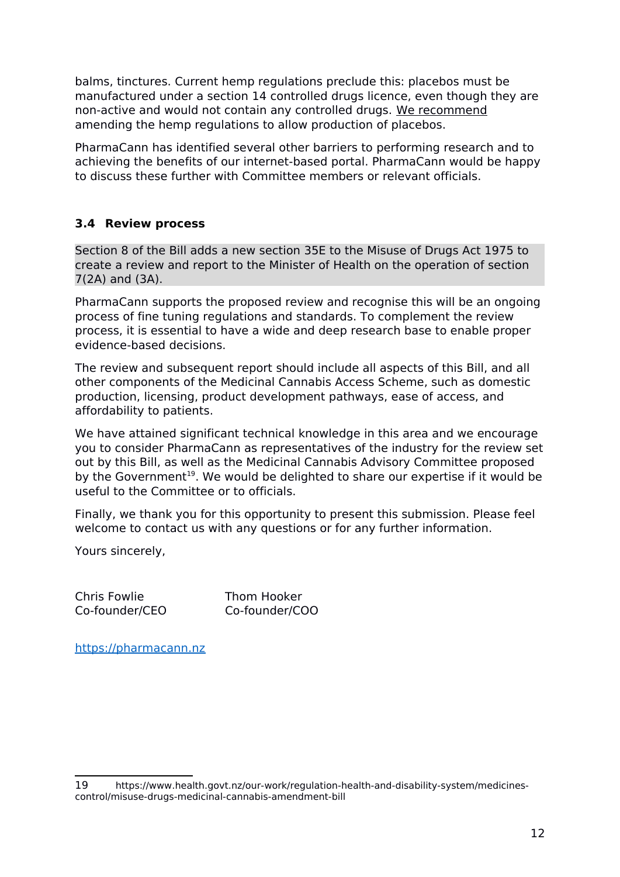balms, tinctures. Current hemp regulations preclude this: placebos must be manufactured under a section 14 controlled drugs licence, even though they are non-active and would not contain any controlled drugs. We recommend amending the hemp regulations to allow production of placebos.

PharmaCann has identified several other barriers to performing research and to achieving the benefits of our internet-based portal. PharmaCann would be happy to discuss these further with Committee members or relevant officials.

### 3.4 Review process

Section 8 of the Bill adds a new section 35E to the Misuse of Drugs Act 1975 to create a review and report to the Minister of Health on the operation of section 7(2A) and (3A).

PharmaCann supports the proposed review and recognise this will be an ongoing process of fine tuning regulations and standards. To complement the review process, it is essential to have a wide and deep research base to enable proper evidence-based decisions.

The review and subsequent report should include all aspects of this Bill, and all other components of the Medicinal Cannabis Access Scheme, such as domestic production, licensing, product development pathways, ease of access, and affordability to patients.

We have attained significant technical knowledge in this area and we encourage you to consider PharmaCann as representatives of the industry for the review set out by this Bill, as well as the Medicinal Cannabis Advisory Committee proposed by the Government[19]. We would be delighted to share our expertise if it would be useful to the Committee or to officials.

Finally, we thank you for this opportunity to present this submission. Please feel welcome to contact us with any questions or for any further information.

Yours sincerely,

Chris Fowlie
Co-founder/CEO

Thom Hooker
Co-founder/COO

https://pharmacann.nz

19 https://www.health.govt.nz/our-work/regulation-health-and-disability-system/medicines-control/misuse-drugs-medicinal-cannabis-amendment-bill